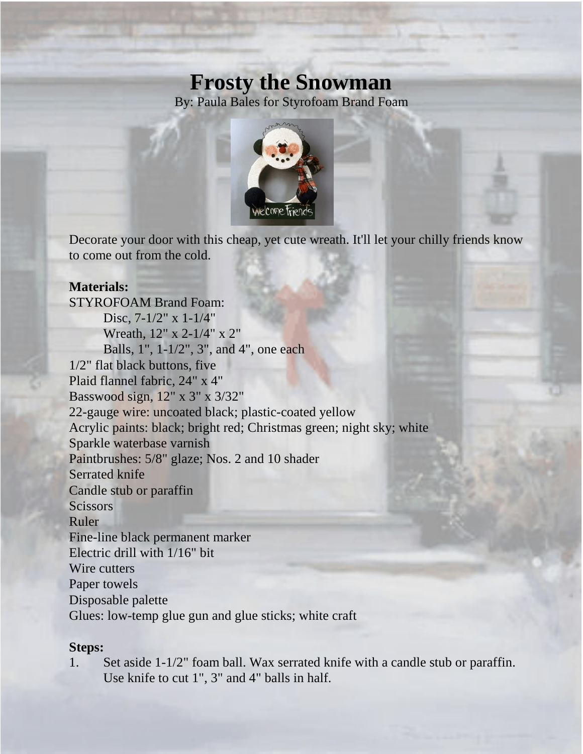# Frosty the Snowman

By: Paula Bales for Styrofoam Brand Foam

Decorate your door with this cheap, yet cute wreath. It'll let your chilly friends know to come out from the cold.

**Materials:**

STYROFOAM Brand Foam:
- Disc, 7-1/2" x 1-1/4"
- Wreath, 12" x 2-1/4" x 2"
- Balls, 1", 1-1/2", 3", and 4", one each

1/2" flat black buttons, five
Plaid flannel fabric, 24" x 4"
Basswood sign, 12" x 3" x 3/32"
22-gauge wire: uncoated black; plastic-coated yellow
Acrylic paints: black; bright red; Christmas green; night sky; white
Sparkle waterbase varnish
Paintbrushes: 5/8" glaze; Nos. 2 and 10 shader
Serrated knife
Candle stub or paraffin
Scissors
Ruler
Fine-line black permanent marker
Electric drill with 1/16" bit
Wire cutters
Paper towels
Disposable palette
Glues: low-temp glue gun and glue sticks; white craft

**Steps:**

1. Set aside 1-1/2" foam ball. Wax serrated knife with a candle stub or paraffin. Use knife to cut 1", 3" and 4" balls in half.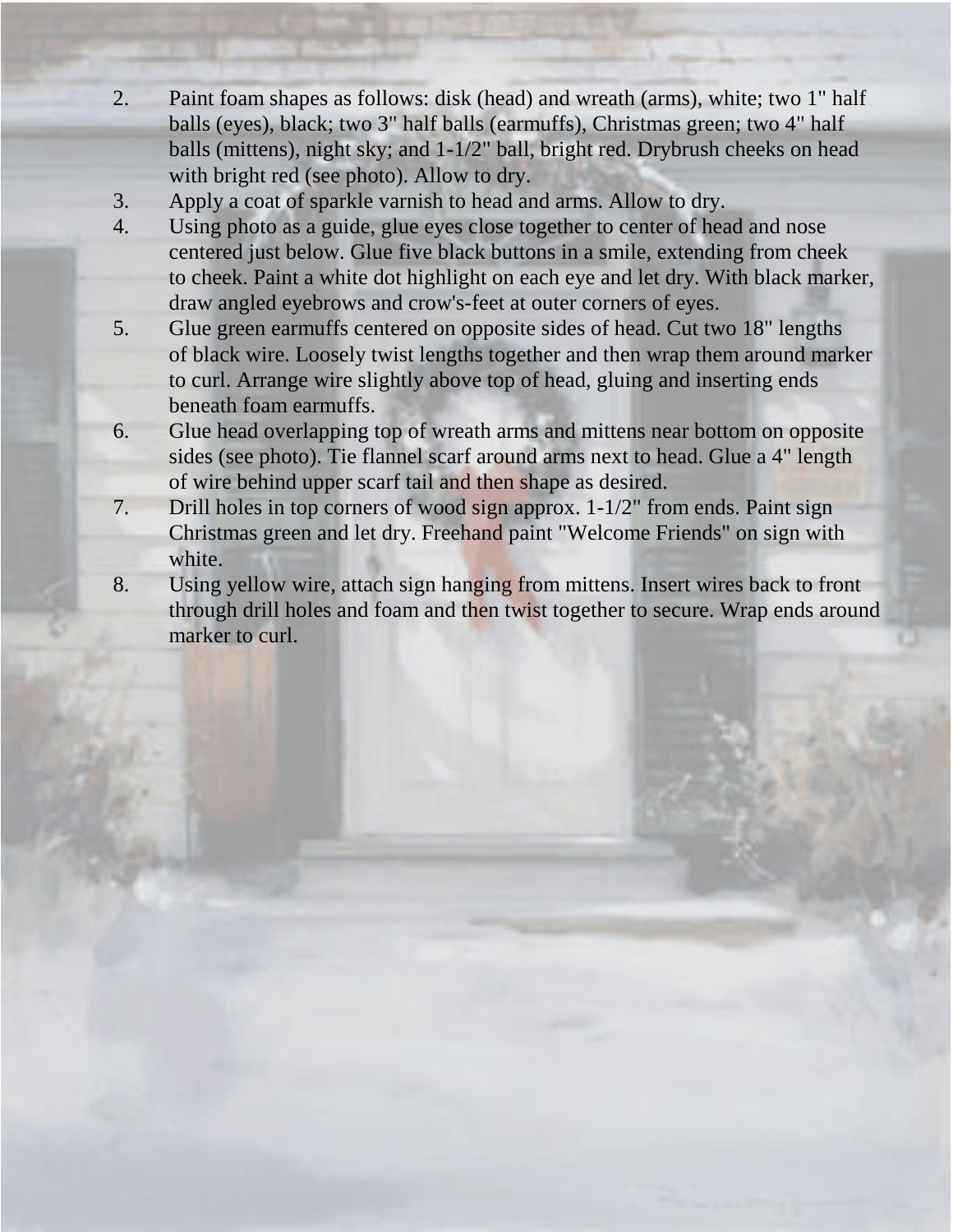2. Paint foam shapes as follows: disk (head) and wreath (arms), white; two 1" half balls (eyes), black; two 3" half balls (earmuffs), Christmas green; two 4" half balls (mittens), night sky; and 1-1/2" ball, bright red. Drybrush cheeks on head with bright red (see photo). Allow to dry.
3. Apply a coat of sparkle varnish to head and arms. Allow to dry.
4. Using photo as a guide, glue eyes close together to center of head and nose centered just below. Glue five black buttons in a smile, extending from cheek to cheek. Paint a white dot highlight on each eye and let dry. With black marker, draw angled eyebrows and crow's-feet at outer corners of eyes.
5. Glue green earmuffs centered on opposite sides of head. Cut two 18" lengths of black wire. Loosely twist lengths together and then wrap them around marker to curl. Arrange wire slightly above top of head, gluing and inserting ends beneath foam earmuffs.
6. Glue head overlapping top of wreath arms and mittens near bottom on opposite sides (see photo). Tie flannel scarf around arms next to head. Glue a 4" length of wire behind upper scarf tail and then shape as desired.
7. Drill holes in top corners of wood sign approx. 1-1/2" from ends. Paint sign Christmas green and let dry. Freehand paint "Welcome Friends" on sign with white.
8. Using yellow wire, attach sign hanging from mittens. Insert wires back to front through drill holes and foam and then twist together to secure. Wrap ends around marker to curl.